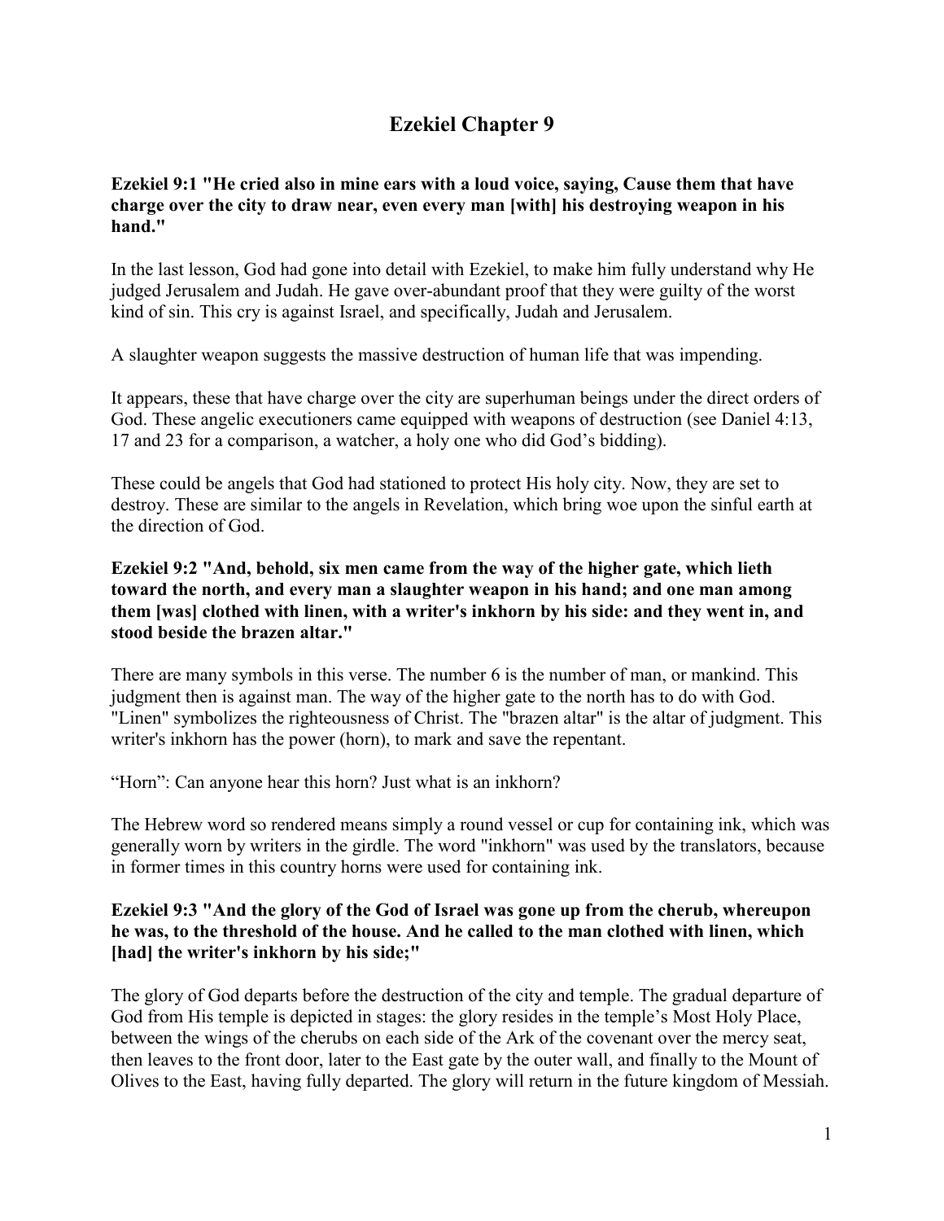# Ezekiel Chapter 9

**Ezekiel 9:1 "He cried also in mine ears with a loud voice, saying, Cause them that have charge over the city to draw near, even every man [with] his destroying weapon in his hand."**

In the last lesson, God had gone into detail with Ezekiel, to make him fully understand why He judged Jerusalem and Judah. He gave over-abundant proof that they were guilty of the worst kind of sin. This cry is against Israel, and specifically, Judah and Jerusalem.

A slaughter weapon suggests the massive destruction of human life that was impending.

It appears, these that have charge over the city are superhuman beings under the direct orders of God. These angelic executioners came equipped with weapons of destruction (see Daniel 4:13, 17 and 23 for a comparison, a watcher, a holy one who did God's bidding).

These could be angels that God had stationed to protect His holy city. Now, they are set to destroy. These are similar to the angels in Revelation, which bring woe upon the sinful earth at the direction of God.

**Ezekiel 9:2 "And, behold, six men came from the way of the higher gate, which lieth toward the north, and every man a slaughter weapon in his hand; and one man among them [was] clothed with linen, with a writer's inkhorn by his side: and they went in, and stood beside the brazen altar."**

There are many symbols in this verse. The number 6 is the number of man, or mankind. This judgment then is against man. The way of the higher gate to the north has to do with God. "Linen" symbolizes the righteousness of Christ. The "brazen altar" is the altar of judgment. This writer's inkhorn has the power (horn), to mark and save the repentant.

"Horn": Can anyone hear this horn? Just what is an inkhorn?

The Hebrew word so rendered means simply a round vessel or cup for containing ink, which was generally worn by writers in the girdle. The word "inkhorn" was used by the translators, because in former times in this country horns were used for containing ink.

**Ezekiel 9:3 "And the glory of the God of Israel was gone up from the cherub, whereupon he was, to the threshold of the house. And he called to the man clothed with linen, which [had] the writer's inkhorn by his side;"**

The glory of God departs before the destruction of the city and temple. The gradual departure of God from His temple is depicted in stages: the glory resides in the temple's Most Holy Place, between the wings of the cherubs on each side of the Ark of the covenant over the mercy seat, then leaves to the front door, later to the East gate by the outer wall, and finally to the Mount of Olives to the East, having fully departed. The glory will return in the future kingdom of Messiah.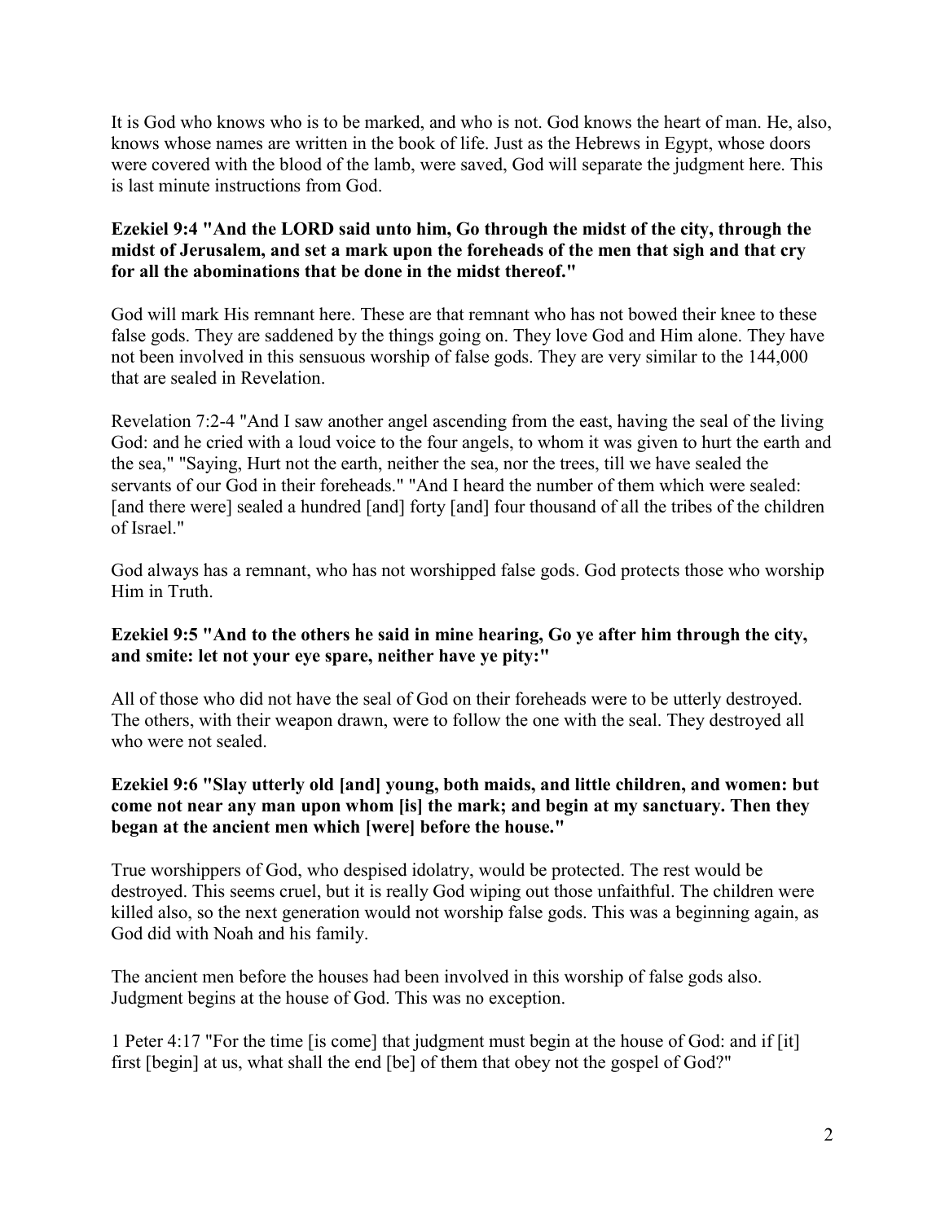It is God who knows who is to be marked, and who is not. God knows the heart of man. He, also, knows whose names are written in the book of life. Just as the Hebrews in Egypt, whose doors were covered with the blood of the lamb, were saved, God will separate the judgment here. This is last minute instructions from God.

**Ezekiel 9:4 "And the LORD said unto him, Go through the midst of the city, through the midst of Jerusalem, and set a mark upon the foreheads of the men that sigh and that cry for all the abominations that be done in the midst thereof."**

God will mark His remnant here. These are that remnant who has not bowed their knee to these false gods. They are saddened by the things going on. They love God and Him alone. They have not been involved in this sensuous worship of false gods. They are very similar to the 144,000 that are sealed in Revelation.

Revelation 7:2-4 "And I saw another angel ascending from the east, having the seal of the living God: and he cried with a loud voice to the four angels, to whom it was given to hurt the earth and the sea," "Saying, Hurt not the earth, neither the sea, nor the trees, till we have sealed the servants of our God in their foreheads." "And I heard the number of them which were sealed: [and there were] sealed a hundred [and] forty [and] four thousand of all the tribes of the children of Israel."

God always has a remnant, who has not worshipped false gods. God protects those who worship Him in Truth.

**Ezekiel 9:5 "And to the others he said in mine hearing, Go ye after him through the city, and smite: let not your eye spare, neither have ye pity:"**

All of those who did not have the seal of God on their foreheads were to be utterly destroyed. The others, with their weapon drawn, were to follow the one with the seal. They destroyed all who were not sealed.

**Ezekiel 9:6 "Slay utterly old [and] young, both maids, and little children, and women: but come not near any man upon whom [is] the mark; and begin at my sanctuary. Then they began at the ancient men which [were] before the house."**

True worshippers of God, who despised idolatry, would be protected. The rest would be destroyed. This seems cruel, but it is really God wiping out those unfaithful. The children were killed also, so the next generation would not worship false gods. This was a beginning again, as God did with Noah and his family.

The ancient men before the houses had been involved in this worship of false gods also. Judgment begins at the house of God. This was no exception.

1 Peter 4:17 "For the time [is come] that judgment must begin at the house of God: and if [it] first [begin] at us, what shall the end [be] of them that obey not the gospel of God?"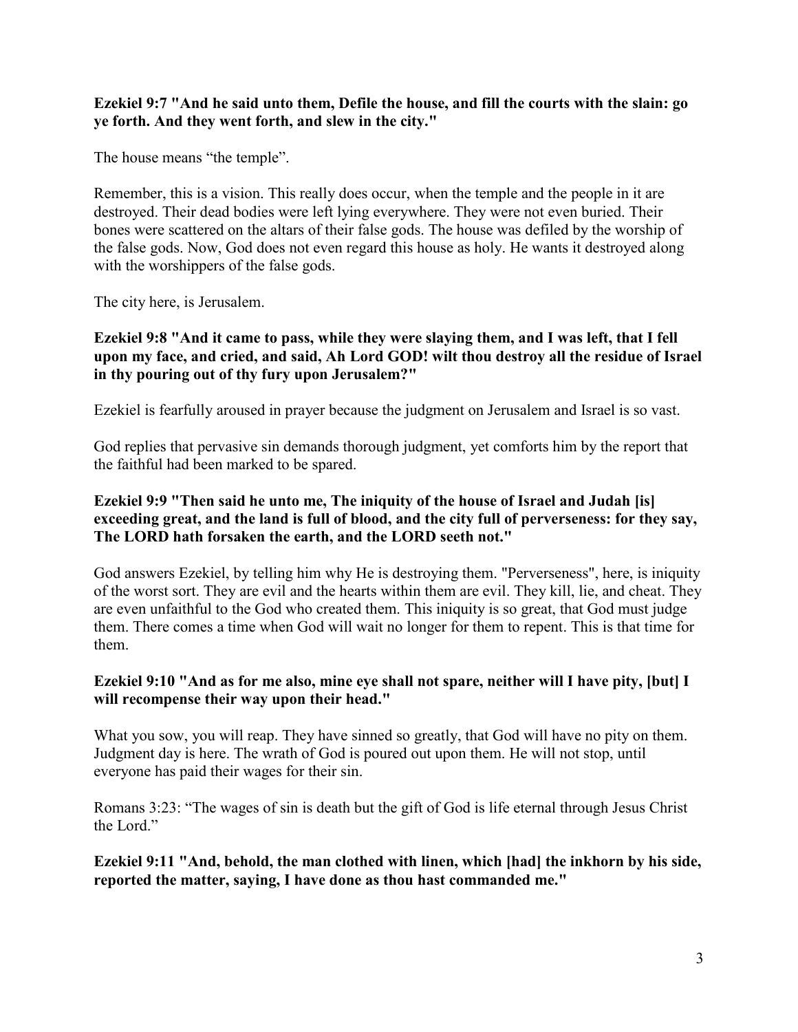**Ezekiel 9:7 "And he said unto them, Defile the house, and fill the courts with the slain: go ye forth. And they went forth, and slew in the city."**

The house means "the temple".

Remember, this is a vision. This really does occur, when the temple and the people in it are destroyed. Their dead bodies were left lying everywhere. They were not even buried. Their bones were scattered on the altars of their false gods. The house was defiled by the worship of the false gods. Now, God does not even regard this house as holy. He wants it destroyed along with the worshippers of the false gods.

The city here, is Jerusalem.

**Ezekiel 9:8 "And it came to pass, while they were slaying them, and I was left, that I fell upon my face, and cried, and said, Ah Lord GOD! wilt thou destroy all the residue of Israel in thy pouring out of thy fury upon Jerusalem?"**

Ezekiel is fearfully aroused in prayer because the judgment on Jerusalem and Israel is so vast.

God replies that pervasive sin demands thorough judgment, yet comforts him by the report that the faithful had been marked to be spared.

**Ezekiel 9:9 "Then said he unto me, The iniquity of the house of Israel and Judah [is] exceeding great, and the land is full of blood, and the city full of perverseness: for they say, The LORD hath forsaken the earth, and the LORD seeth not."**

God answers Ezekiel, by telling him why He is destroying them. "Perverseness", here, is iniquity of the worst sort. They are evil and the hearts within them are evil. They kill, lie, and cheat. They are even unfaithful to the God who created them. This iniquity is so great, that God must judge them. There comes a time when God will wait no longer for them to repent. This is that time for them.

**Ezekiel 9:10 "And as for me also, mine eye shall not spare, neither will I have pity, [but] I will recompense their way upon their head."**

What you sow, you will reap. They have sinned so greatly, that God will have no pity on them. Judgment day is here. The wrath of God is poured out upon them. He will not stop, until everyone has paid their wages for their sin.

Romans 3:23: "The wages of sin is death but the gift of God is life eternal through Jesus Christ the Lord."

**Ezekiel 9:11 "And, behold, the man clothed with linen, which [had] the inkhorn by his side, reported the matter, saying, I have done as thou hast commanded me."**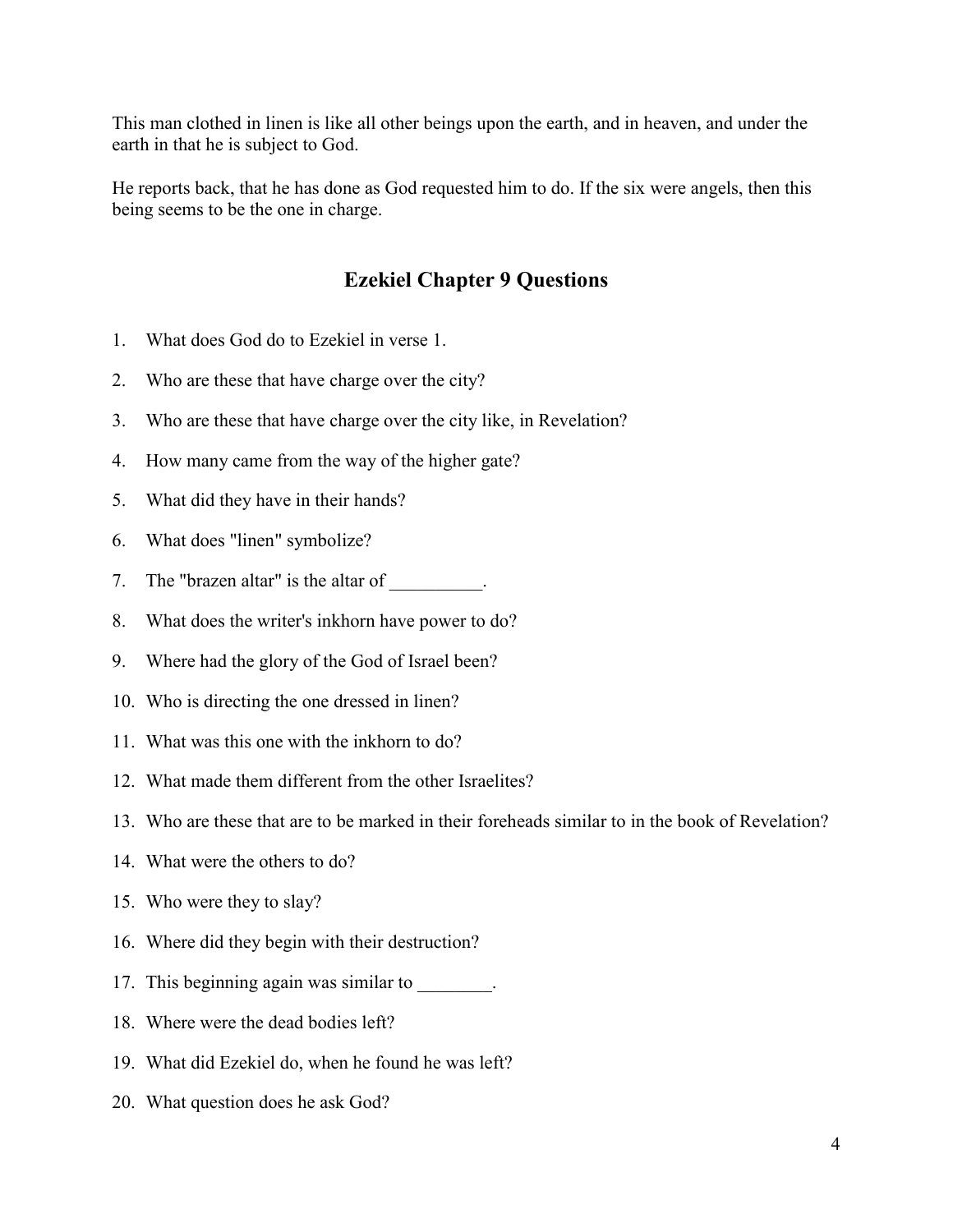This man clothed in linen is like all other beings upon the earth, and in heaven, and under the earth in that he is subject to God.

He reports back, that he has done as God requested him to do. If the six were angels, then this being seems to be the one in charge.

## Ezekiel Chapter 9 Questions

1. What does God do to Ezekiel in verse 1.
2. Who are these that have charge over the city?
3. Who are these that have charge over the city like, in Revelation?
4. How many came from the way of the higher gate?
5. What did they have in their hands?
6. What does "linen" symbolize?
7. The "brazen altar" is the altar of __________.
8. What does the writer's inkhorn have power to do?
9. Where had the glory of the God of Israel been?
10. Who is directing the one dressed in linen?
11. What was this one with the inkhorn to do?
12. What made them different from the other Israelites?
13. Who are these that are to be marked in their foreheads similar to in the book of Revelation?
14. What were the others to do?
15. Who were they to slay?
16. Where did they begin with their destruction?
17. This beginning again was similar to ________.
18. Where were the dead bodies left?
19. What did Ezekiel do, when he found he was left?
20. What question does he ask God?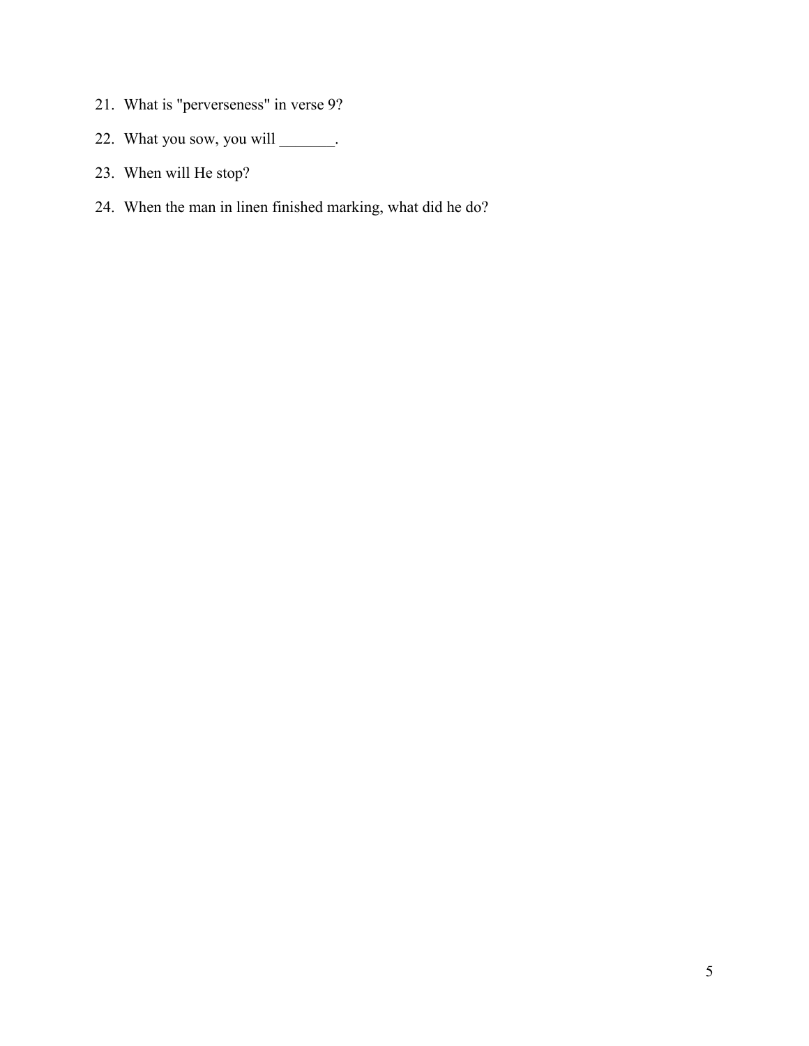21. What is "perverseness" in verse 9?
22. What you sow, you will _______.
23. When will He stop?
24. When the man in linen finished marking, what did he do?